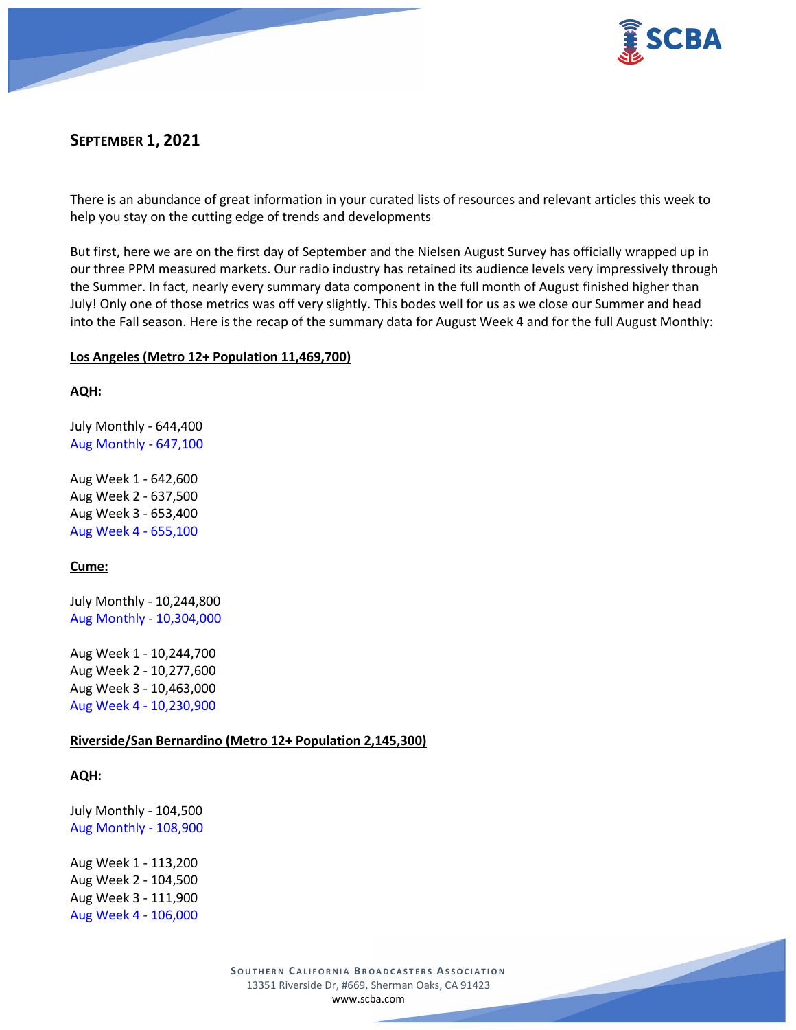**SEPTEMBER 1, 2021**

There is an abundance of great information in your curated lists of resources and relevant articles this week to help you stay on the cutting edge of trends and developments

But first, here we are on the first day of September and the Nielsen August Survey has officially wrapped up in our three PPM measured markets. Our radio industry has retained its audience levels very impressively through the Summer. In fact, nearly every summary data component in the full month of August finished higher than July! Only one of those metrics was off very slightly. This bodes well for us as we close our Summer and head into the Fall season. Here is the recap of the summary data for August Week 4 and for the full August Monthly:

**Los Angeles (Metro 12+ Population 11,469,700)**

**AQH:**

July Monthly - 644,400
Aug Monthly - 647,100

Aug Week 1 - 642,600
Aug Week 2 - 637,500
Aug Week 3 - 653,400
Aug Week 4 - 655,100

**Cume:**

July Monthly - 10,244,800
Aug Monthly - 10,304,000

Aug Week 1 - 10,244,700
Aug Week 2 - 10,277,600
Aug Week 3 - 10,463,000
Aug Week 4 - 10,230,900

**Riverside/San Bernardino (Metro 12+ Population 2,145,300)**

**AQH:**

July Monthly - 104,500
Aug Monthly - 108,900

Aug Week 1 - 113,200
Aug Week 2 - 104,500
Aug Week 3 - 111,900
Aug Week 4 - 106,000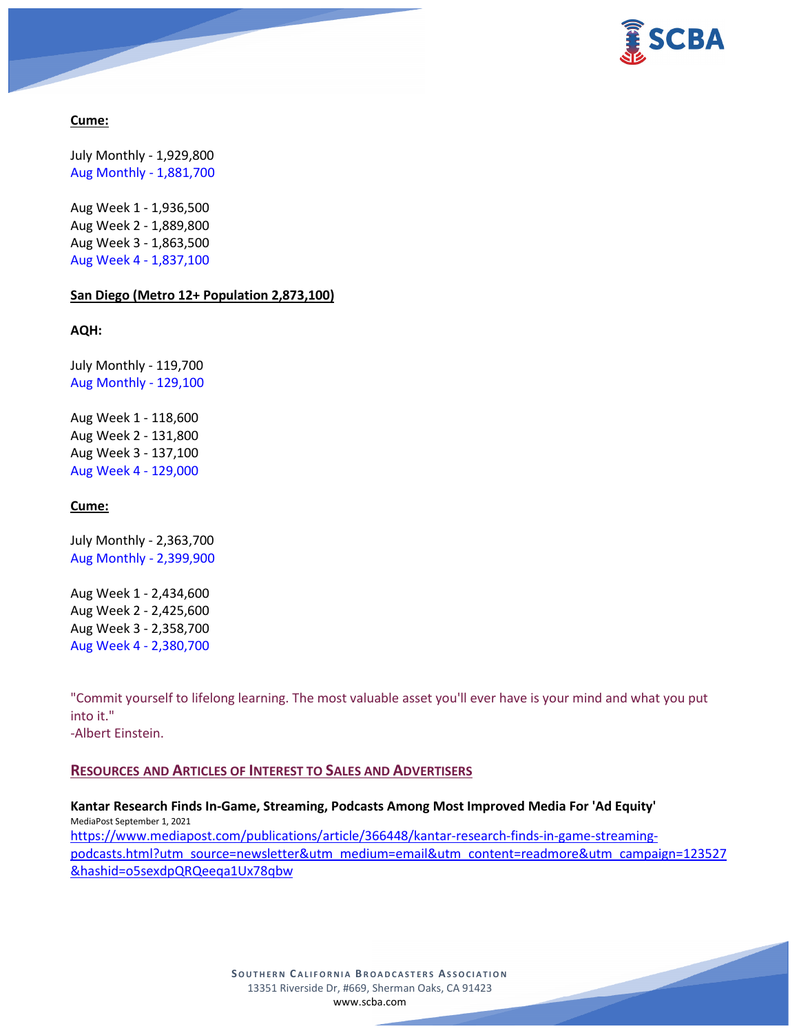**Cume:**

July Monthly - 1,929,800
Aug Monthly - 1,881,700

Aug Week 1 - 1,936,500
Aug Week 2 - 1,889,800
Aug Week 3 - 1,863,500
Aug Week 4 - 1,837,100

**San Diego (Metro 12+ Population 2,873,100)**

**AQH:**

July Monthly - 119,700
Aug Monthly - 129,100

Aug Week 1 - 118,600
Aug Week 2 - 131,800
Aug Week 3 - 137,100
Aug Week 4 - 129,000

**Cume:**

July Monthly - 2,363,700
Aug Monthly - 2,399,900

Aug Week 1 - 2,434,600
Aug Week 2 - 2,425,600
Aug Week 3 - 2,358,700
Aug Week 4 - 2,380,700

"Commit yourself to lifelong learning. The most valuable asset you'll ever have is your mind and what you put into it."
-Albert Einstein.

## RESOURCES AND ARTICLES OF INTEREST TO SALES AND ADVERTISERS

**Kantar Research Finds In-Game, Streaming, Podcasts Among Most Improved Media For 'Ad Equity'**
MediaPost September 1, 2021
https://www.mediapost.com/publications/article/366448/kantar-research-finds-in-game-streaming-podcasts.html?utm_source=newsletter&utm_medium=email&utm_content=readmore&utm_campaign=123527&hashid=o5sexdpQRQeeqa1Ux78qbw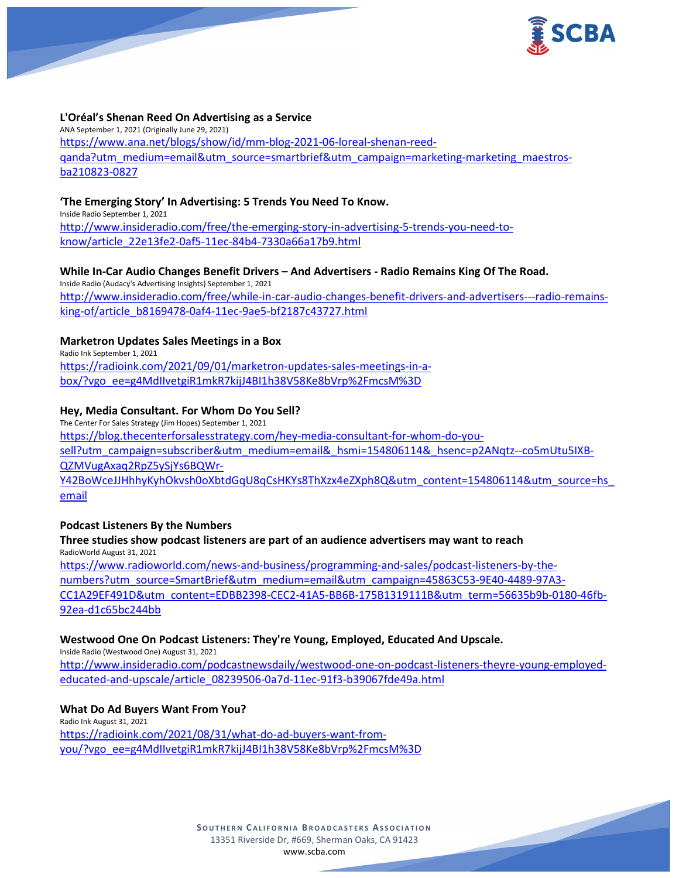**L'Oréal's Shenan Reed On Advertising as a Service**
ANA September 1, 2021 (Originally June 29, 2021)
https://www.ana.net/blogs/show/id/mm-blog-2021-06-loreal-shenan-reed-qanda?utm_medium=email&utm_source=smartbrief&utm_campaign=marketing-marketing_maestros-ba210823-0827

**'The Emerging Story' In Advertising: 5 Trends You Need To Know.**
Inside Radio September 1, 2021
http://www.insideradio.com/free/the-emerging-story-in-advertising-5-trends-you-need-to-know/article_22e13fe2-0af5-11ec-84b4-7330a66a17b9.html

**While In-Car Audio Changes Benefit Drivers – And Advertisers - Radio Remains King Of The Road.**
Inside Radio (Audacy's Advertising Insights) September 1, 2021
http://www.insideradio.com/free/while-in-car-audio-changes-benefit-drivers-and-advertisers---radio-remains-king-of/article_b8169478-0af4-11ec-9ae5-bf2187c43727.html

**Marketron Updates Sales Meetings in a Box**
Radio Ink September 1, 2021
https://radioink.com/2021/09/01/marketron-updates-sales-meetings-in-a-box/?vgo_ee=g4MdIlvetgiR1mkR7kijJ4BI1h38V58Ke8bVrp%2FmcsM%3D

**Hey, Media Consultant. For Whom Do You Sell?**
The Center For Sales Strategy (Jim Hopes) September 1, 2021
https://blog.thecenterforsalesstrategy.com/hey-media-consultant-for-whom-do-you-sell?utm_campaign=subscriber&utm_medium=email&_hsmi=154806114&_hsenc=p2ANqtz--co5mUtu5IXB-QZMVugAxaq2RpZ5ySjYs6BQWr-Y42BoWceJJHhhyKyhOkvsh0oXbtdGqU8qCsHKYs8ThXzx4eZXph8Q&utm_content=154806114&utm_source=hs_email

**Podcast Listeners By the Numbers**
**Three studies show podcast listeners are part of an audience advertisers may want to reach**
RadioWorld August 31, 2021
https://www.radioworld.com/news-and-business/programming-and-sales/podcast-listeners-by-the-numbers?utm_source=SmartBrief&utm_medium=email&utm_campaign=45863C53-9E40-4489-97A3-CC1A29EF491D&utm_content=EDBB2398-CEC2-41A5-BB6B-175B1319111B&utm_term=56635b9b-0180-46fb-92ea-d1c65bc244bb

**Westwood One On Podcast Listeners: They're Young, Employed, Educated And Upscale.**
Inside Radio (Westwood One) August 31, 2021
http://www.insideradio.com/podcastnewsdaily/westwood-one-on-podcast-listeners-theyre-young-employed-educated-and-upscale/article_08239506-0a7d-11ec-91f3-b39067fde49a.html

**What Do Ad Buyers Want From You?**
Radio Ink August 31, 2021
https://radioink.com/2021/08/31/what-do-ad-buyers-want-from-you/?vgo_ee=g4MdIlvetgiR1mkR7kijJ4BI1h38V58Ke8bVrp%2FmcsM%3D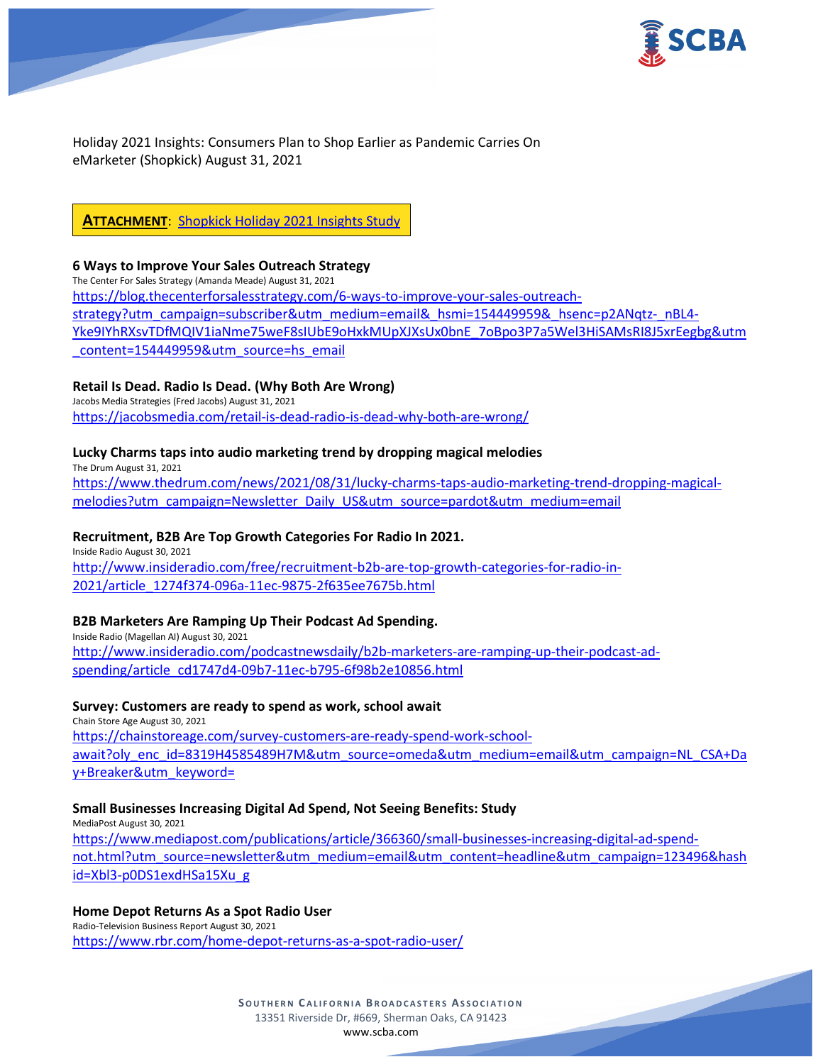Holiday 2021 Insights: Consumers Plan to Shop Earlier as Pandemic Carries On
eMarketer (Shopkick) August 31, 2021

**ATTACHMENT**: Shopkick Holiday 2021 Insights Study

**6 Ways to Improve Your Sales Outreach Strategy**
The Center For Sales Strategy (Amanda Meade) August 31, 2021
https://blog.thecenterforsalesstrategy.com/6-ways-to-improve-your-sales-outreach-strategy?utm_campaign=subscriber&utm_medium=email&_hsmi=154449959&_hsenc=p2ANqtz-_nBL4-Yke9IYhRXsvTDfMQIV1iaNme75weF8sIUbE9oHxkMUpXJXsUx0bnE_7oBpo3P7a5Wel3HiSAMsRI8J5xrEegbg&utm_content=154449959&utm_source=hs_email

**Retail Is Dead. Radio Is Dead. (Why Both Are Wrong)**
Jacobs Media Strategies (Fred Jacobs) August 31, 2021
https://jacobsmedia.com/retail-is-dead-radio-is-dead-why-both-are-wrong/

**Lucky Charms taps into audio marketing trend by dropping magical melodies**
The Drum August 31, 2021
https://www.thedrum.com/news/2021/08/31/lucky-charms-taps-audio-marketing-trend-dropping-magical-melodies?utm_campaign=Newsletter_Daily_US&utm_source=pardot&utm_medium=email

**Recruitment, B2B Are Top Growth Categories For Radio In 2021.**
Inside Radio August 30, 2021
http://www.insideradio.com/free/recruitment-b2b-are-top-growth-categories-for-radio-in-2021/article_1274f374-096a-11ec-9875-2f635ee7675b.html

**B2B Marketers Are Ramping Up Their Podcast Ad Spending.**
Inside Radio (Magellan AI) August 30, 2021
http://www.insideradio.com/podcastnewsdaily/b2b-marketers-are-ramping-up-their-podcast-ad-spending/article_cd1747d4-09b7-11ec-b795-6f98b2e10856.html

**Survey: Customers are ready to spend as work, school await**
Chain Store Age August 30, 2021
https://chainstoreage.com/survey-customers-are-ready-spend-work-school-await?oly_enc_id=8319H4585489H7M&utm_source=omeda&utm_medium=email&utm_campaign=NL_CSA+Day+Breaker&utm_keyword=

**Small Businesses Increasing Digital Ad Spend, Not Seeing Benefits: Study**
MediaPost August 30, 2021
https://www.mediapost.com/publications/article/366360/small-businesses-increasing-digital-ad-spend-not.html?utm_source=newsletter&utm_medium=email&utm_content=headline&utm_campaign=123496&hashid=Xbl3-p0DS1exdHSa15Xu_g

**Home Depot Returns As a Spot Radio User**
Radio-Television Business Report August 30, 2021
https://www.rbr.com/home-depot-returns-as-a-spot-radio-user/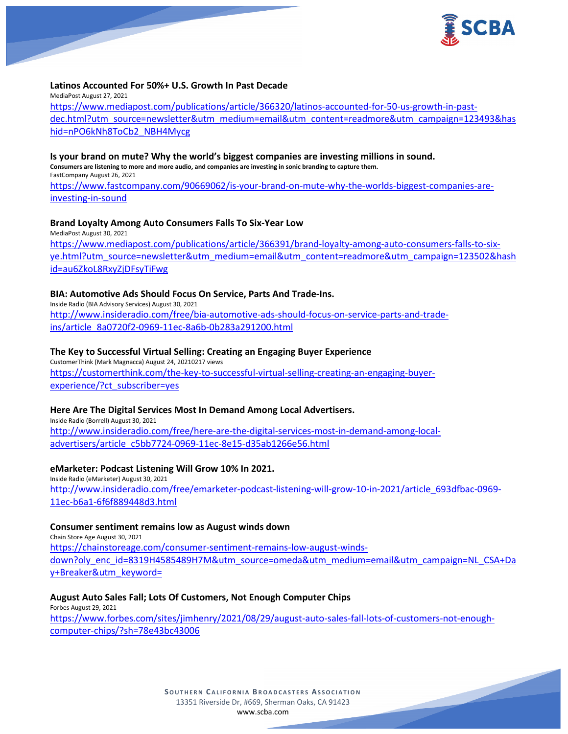**Latinos Accounted For 50%+ U.S. Growth In Past Decade**

MediaPost August 27, 2021

https://www.mediapost.com/publications/article/366320/latinos-accounted-for-50-us-growth-in-past-dec.html?utm_source=newsletter&utm_medium=email&utm_content=readmore&utm_campaign=123493&hashid=nPO6kNh8ToCb2_NBH4Mycg

**Is your brand on mute? Why the world's biggest companies are investing millions in sound.**

**Consumers are listening to more and more audio, and companies are investing in sonic branding to capture them.**

FastCompany August 26, 2021

https://www.fastcompany.com/90669062/is-your-brand-on-mute-why-the-worlds-biggest-companies-are-investing-in-sound

**Brand Loyalty Among Auto Consumers Falls To Six-Year Low**

MediaPost August 30, 2021

https://www.mediapost.com/publications/article/366391/brand-loyalty-among-auto-consumers-falls-to-six-ye.html?utm_source=newsletter&utm_medium=email&utm_content=readmore&utm_campaign=123502&hashid=au6ZkoL8RxyZjDFsyTiFwg

**BIA: Automotive Ads Should Focus On Service, Parts And Trade-Ins.**

Inside Radio (BIA Advisory Services) August 30, 2021

http://www.insideradio.com/free/bia-automotive-ads-should-focus-on-service-parts-and-trade-ins/article_8a0720f2-0969-11ec-8a6b-0b283a291200.html

**The Key to Successful Virtual Selling: Creating an Engaging Buyer Experience**

CustomerThink (Mark Magnacca) August 24, 20210217 views

https://customerthink.com/the-key-to-successful-virtual-selling-creating-an-engaging-buyer-experience/?ct_subscriber=yes

**Here Are The Digital Services Most In Demand Among Local Advertisers.**

Inside Radio (Borrell) August 30, 2021

http://www.insideradio.com/free/here-are-the-digital-services-most-in-demand-among-local-advertisers/article_c5bb7724-0969-11ec-8e15-d35ab1266e56.html

**eMarketer: Podcast Listening Will Grow 10% In 2021.**

Inside Radio (eMarketer) August 30, 2021

http://www.insideradio.com/free/emarketer-podcast-listening-will-grow-10-in-2021/article_693dfbac-0969-11ec-b6a1-6f6f889448d3.html

**Consumer sentiment remains low as August winds down**

Chain Store Age August 30, 2021

https://chainstoreage.com/consumer-sentiment-remains-low-august-winds-down?oly_enc_id=8319H4585489H7M&utm_source=omeda&utm_medium=email&utm_campaign=NL_CSA+Day+Breaker&utm_keyword=

**August Auto Sales Fall; Lots Of Customers, Not Enough Computer Chips**

Forbes August 29, 2021

https://www.forbes.com/sites/jimhenry/2021/08/29/august-auto-sales-fall-lots-of-customers-not-enough-computer-chips/?sh=78e43bc43006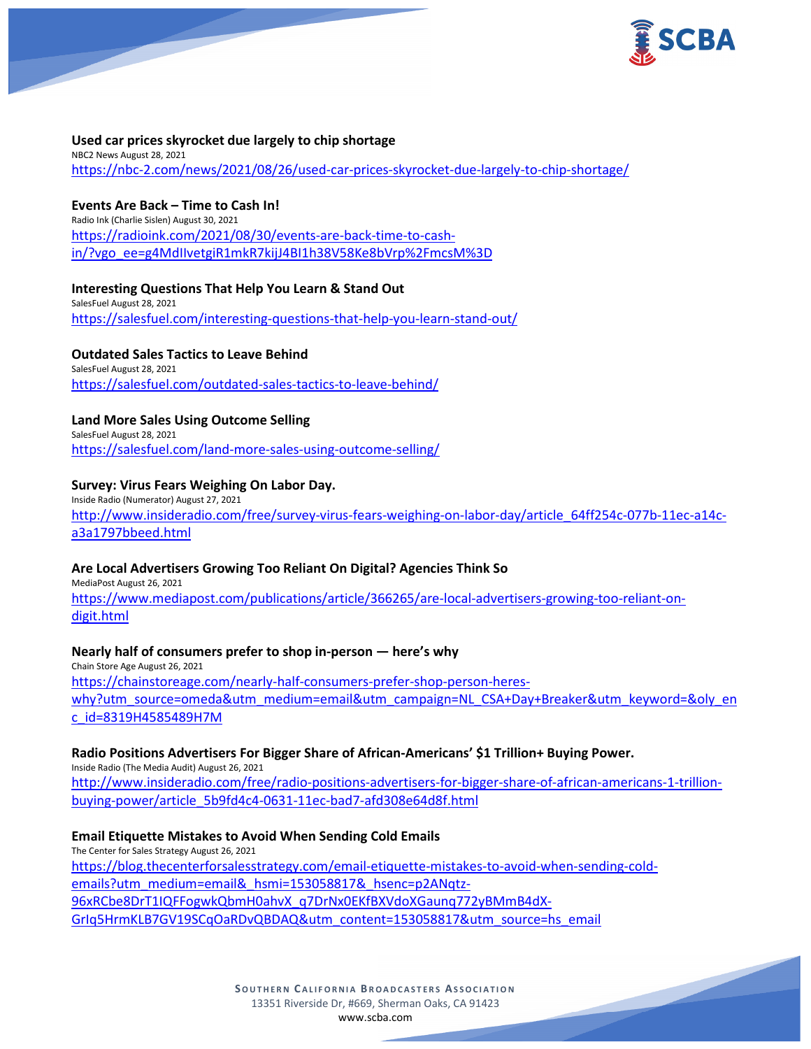**Used car prices skyrocket due largely to chip shortage**
NBC2 News August 28, 2021
https://nbc-2.com/news/2021/08/26/used-car-prices-skyrocket-due-largely-to-chip-shortage/

**Events Are Back – Time to Cash In!**
Radio Ink (Charlie Sislen) August 30, 2021
https://radioink.com/2021/08/30/events-are-back-time-to-cash-in/?vgo_ee=g4MdIIvetgiR1mkR7kijJ4BI1h38V58Ke8bVrp%2FmcsM%3D

**Interesting Questions That Help You Learn & Stand Out**
SalesFuel August 28, 2021
https://salesfuel.com/interesting-questions-that-help-you-learn-stand-out/

**Outdated Sales Tactics to Leave Behind**
SalesFuel August 28, 2021
https://salesfuel.com/outdated-sales-tactics-to-leave-behind/

**Land More Sales Using Outcome Selling**
SalesFuel August 28, 2021
https://salesfuel.com/land-more-sales-using-outcome-selling/

**Survey: Virus Fears Weighing On Labor Day.**
Inside Radio (Numerator) August 27, 2021
http://www.insideradio.com/free/survey-virus-fears-weighing-on-labor-day/article_64ff254c-077b-11ec-a14c-a3a1797bbeed.html

**Are Local Advertisers Growing Too Reliant On Digital? Agencies Think So**
MediaPost August 26, 2021
https://www.mediapost.com/publications/article/366265/are-local-advertisers-growing-too-reliant-on-digit.html

**Nearly half of consumers prefer to shop in-person — here's why**
Chain Store Age August 26, 2021
https://chainstoreage.com/nearly-half-consumers-prefer-shop-person-heres-why?utm_source=omeda&utm_medium=email&utm_campaign=NL_CSA+Day+Breaker&utm_keyword=&oly_enc_id=8319H4585489H7M

**Radio Positions Advertisers For Bigger Share of African-Americans' $1 Trillion+ Buying Power.**
Inside Radio (The Media Audit) August 26, 2021
http://www.insideradio.com/free/radio-positions-advertisers-for-bigger-share-of-african-americans-1-trillion-buying-power/article_5b9fd4c4-0631-11ec-bad7-afd308e64d8f.html

**Email Etiquette Mistakes to Avoid When Sending Cold Emails**
The Center for Sales Strategy August 26, 2021
https://blog.thecenterforsalesstrategy.com/email-etiquette-mistakes-to-avoid-when-sending-cold-emails?utm_medium=email&_hsmi=153058817&_hsenc=p2ANqtz-96xRCbe8DrT1IQFFogwkQbmH0ahvX_q7DrNx0EKfBXVdoXGaunq772yBMmB4dX-GrIq5HrmKLB7GV19SCqOaRDvQBDAQ&utm_content=153058817&utm_source=hs_email

**Southern California Broadcasters Association**
13351 Riverside Dr, #669, Sherman Oaks, CA 91423
www.scba.com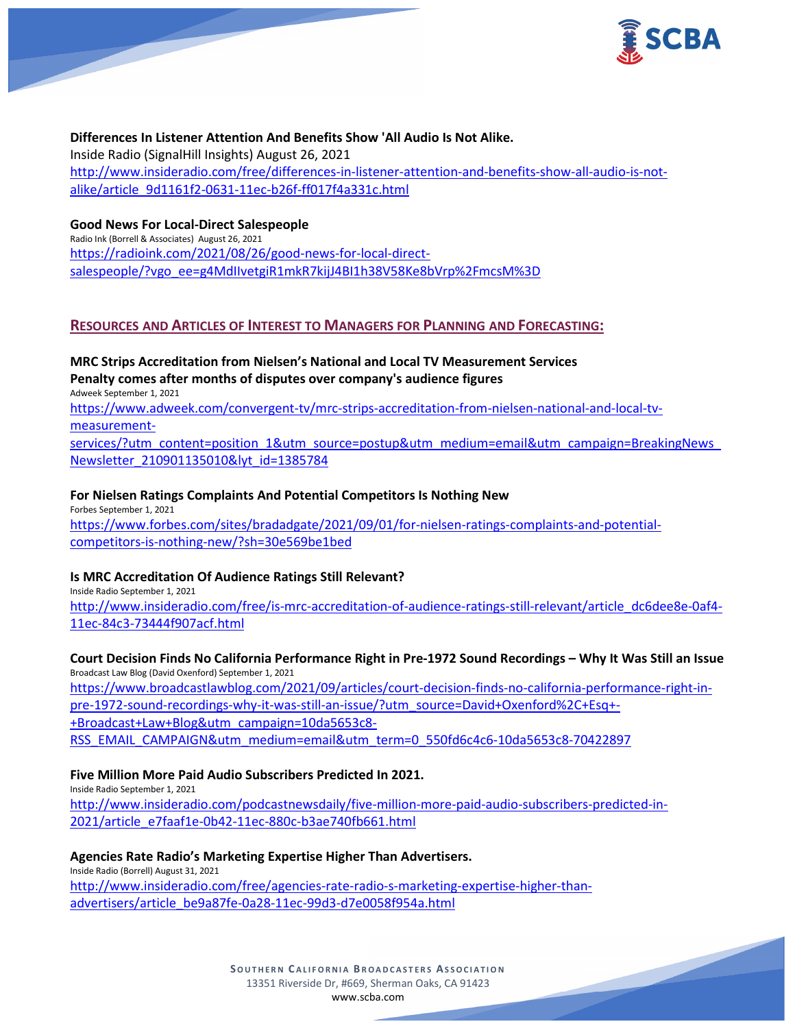**Differences In Listener Attention And Benefits Show 'All Audio Is Not Alike.**
Inside Radio (SignalHill Insights) August 26, 2021
[http://www.insideradio.com/free/differences-in-listener-attention-and-benefits-show-all-audio-is-not-alike/article_9d1161f2-0631-11ec-b26f-ff017f4a331c.html](http://www.insideradio.com/free/differences-in-listener-attention-and-benefits-show-all-audio-is-not-alike/article_9d1161f2-0631-11ec-b26f-ff017f4a331c.html)

**Good News For Local-Direct Salespeople**
Radio Ink (Borrell & Associates) August 26, 2021
[https://radioink.com/2021/08/26/good-news-for-local-direct-salespeople/?vgo_ee=g4MdIlvetgiR1mkR7kijJ4BI1h38V58Ke8bVrp%2FmcsM%3D](https://radioink.com/2021/08/26/good-news-for-local-direct-salespeople/?vgo_ee=g4MdIlvetgiR1mkR7kijJ4BI1h38V58Ke8bVrp%2FmcsM%3D)

## RESOURCES AND ARTICLES OF INTEREST TO MANAGERS FOR PLANNING AND FORECASTING:

**MRC Strips Accreditation from Nielsen's National and Local TV Measurement Services**
**Penalty comes after months of disputes over company's audience figures**
Adweek September 1, 2021
[https://www.adweek.com/convergent-tv/mrc-strips-accreditation-from-nielsen-national-and-local-tv-measurement-services/?utm_content=position_1&utm_source=postup&utm_medium=email&utm_campaign=BreakingNews_Newsletter_210901135010&lyt_id=1385784](https://www.adweek.com/convergent-tv/mrc-strips-accreditation-from-nielsen-national-and-local-tv-measurement-services/?utm_content=position_1&utm_source=postup&utm_medium=email&utm_campaign=BreakingNews_Newsletter_210901135010&lyt_id=1385784)

**For Nielsen Ratings Complaints And Potential Competitors Is Nothing New**
Forbes September 1, 2021
[https://www.forbes.com/sites/bradadgate/2021/09/01/for-nielsen-ratings-complaints-and-potential-competitors-is-nothing-new/?sh=30e569be1bed](https://www.forbes.com/sites/bradadgate/2021/09/01/for-nielsen-ratings-complaints-and-potential-competitors-is-nothing-new/?sh=30e569be1bed)

**Is MRC Accreditation Of Audience Ratings Still Relevant?**
Inside Radio September 1, 2021
[http://www.insideradio.com/free/is-mrc-accreditation-of-audience-ratings-still-relevant/article_dc6dee8e-0af4-11ec-84c3-73444f907acf.html](http://www.insideradio.com/free/is-mrc-accreditation-of-audience-ratings-still-relevant/article_dc6dee8e-0af4-11ec-84c3-73444f907acf.html)

**Court Decision Finds No California Performance Right in Pre-1972 Sound Recordings – Why It Was Still an Issue**
Broadcast Law Blog (David Oxenford) September 1, 2021
[https://www.broadcastlawblog.com/2021/09/articles/court-decision-finds-no-california-performance-right-in-pre-1972-sound-recordings-why-it-was-still-an-issue/?utm_source=David+Oxenford%2C+Esq+-+Broadcast+Law+Blog&utm_campaign=10da5653c8-RSS_EMAIL_CAMPAIGN&utm_medium=email&utm_term=0_550fd6c4c6-10da5653c8-70422897](https://www.broadcastlawblog.com/2021/09/articles/court-decision-finds-no-california-performance-right-in-pre-1972-sound-recordings-why-it-was-still-an-issue/?utm_source=David+Oxenford%2C+Esq+-+Broadcast+Law+Blog&utm_campaign=10da5653c8-RSS_EMAIL_CAMPAIGN&utm_medium=email&utm_term=0_550fd6c4c6-10da5653c8-70422897)

**Five Million More Paid Audio Subscribers Predicted In 2021.**
Inside Radio September 1, 2021
[http://www.insideradio.com/podcastnewsdaily/five-million-more-paid-audio-subscribers-predicted-in-2021/article_e7faaf1e-0b42-11ec-880c-b3ae740fb661.html](http://www.insideradio.com/podcastnewsdaily/five-million-more-paid-audio-subscribers-predicted-in-2021/article_e7faaf1e-0b42-11ec-880c-b3ae740fb661.html)

**Agencies Rate Radio's Marketing Expertise Higher Than Advertisers.**
Inside Radio (Borrell) August 31, 2021
[http://www.insideradio.com/free/agencies-rate-radio-s-marketing-expertise-higher-than-advertisers/article_be9a87fe-0a28-11ec-99d3-d7e0058f954a.html](http://www.insideradio.com/free/agencies-rate-radio-s-marketing-expertise-higher-than-advertisers/article_be9a87fe-0a28-11ec-99d3-d7e0058f954a.html)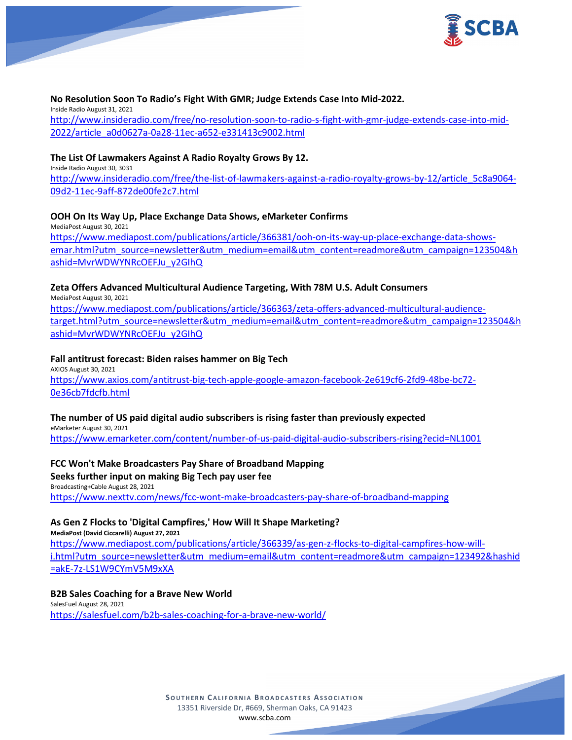**No Resolution Soon To Radio's Fight With GMR; Judge Extends Case Into Mid-2022.**
Inside Radio August 31, 2021
http://www.insideradio.com/free/no-resolution-soon-to-radio-s-fight-with-gmr-judge-extends-case-into-mid-2022/article_a0d0627a-0a28-11ec-a652-e331413c9002.html

**The List Of Lawmakers Against A Radio Royalty Grows By 12.**
Inside Radio August 30, 3031
http://www.insideradio.com/free/the-list-of-lawmakers-against-a-radio-royalty-grows-by-12/article_5c8a9064-09d2-11ec-9aff-872de00fe2c7.html

**OOH On Its Way Up, Place Exchange Data Shows, eMarketer Confirms**
MediaPost August 30, 2021
https://www.mediapost.com/publications/article/366381/ooh-on-its-way-up-place-exchange-data-shows-emar.html?utm_source=newsletter&utm_medium=email&utm_content=readmore&utm_campaign=123504&hashid=MvrWDWYNRcOEFJu_y2GIhQ

**Zeta Offers Advanced Multicultural Audience Targeting, With 78M U.S. Adult Consumers**
MediaPost August 30, 2021
https://www.mediapost.com/publications/article/366363/zeta-offers-advanced-multicultural-audience-target.html?utm_source=newsletter&utm_medium=email&utm_content=readmore&utm_campaign=123504&hashid=MvrWDWYNRcOEFJu_y2GIhQ

**Fall antitrust forecast: Biden raises hammer on Big Tech**
AXIOS August 30, 2021
https://www.axios.com/antitrust-big-tech-apple-google-amazon-facebook-2e619cf6-2fd9-48be-bc72-0e36cb7fdcfb.html

**The number of US paid digital audio subscribers is rising faster than previously expected**
eMarketer August 30, 2021
https://www.emarketer.com/content/number-of-us-paid-digital-audio-subscribers-rising?ecid=NL1001

**FCC Won't Make Broadcasters Pay Share of Broadband Mapping**
**Seeks further input on making Big Tech pay user fee**
Broadcasting+Cable August 28, 2021
https://www.nexttv.com/news/fcc-wont-make-broadcasters-pay-share-of-broadband-mapping

**As Gen Z Flocks to 'Digital Campfires,' How Will It Shape Marketing?**
**MediaPost (David Ciccarelli) August 27, 2021**
https://www.mediapost.com/publications/article/366339/as-gen-z-flocks-to-digital-campfires-how-will-i.html?utm_source=newsletter&utm_medium=email&utm_content=readmore&utm_campaign=123492&hashid=akE-7z-LS1W9CYmV5M9xXA

**B2B Sales Coaching for a Brave New World**
SalesFuel August 28, 2021
https://salesfuel.com/b2b-sales-coaching-for-a-brave-new-world/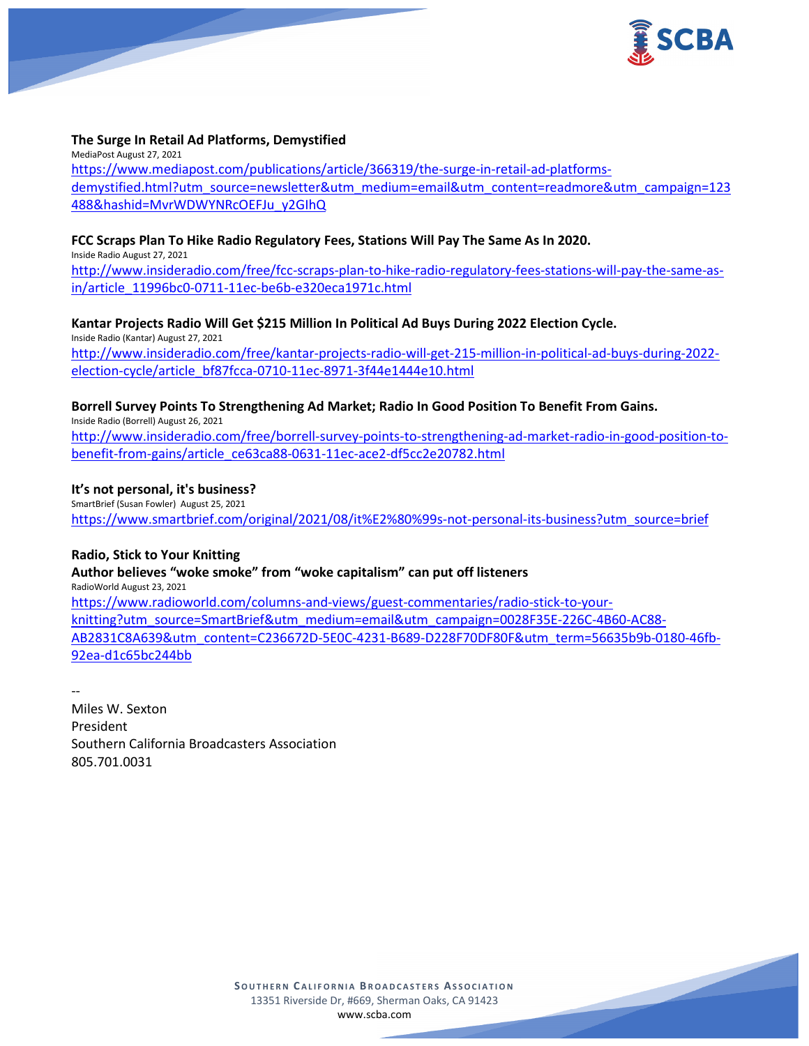**The Surge In Retail Ad Platforms, Demystified**
MediaPost August 27, 2021
https://www.mediapost.com/publications/article/366319/the-surge-in-retail-ad-platforms-demystified.html?utm_source=newsletter&utm_medium=email&utm_content=readmore&utm_campaign=123488&hashid=MvrWDWYNRcOEFJu_y2GIhQ

**FCC Scraps Plan To Hike Radio Regulatory Fees, Stations Will Pay The Same As In 2020.**
Inside Radio August 27, 2021
http://www.insideradio.com/free/fcc-scraps-plan-to-hike-radio-regulatory-fees-stations-will-pay-the-same-as-in/article_11996bc0-0711-11ec-be6b-e320eca1971c.html

**Kantar Projects Radio Will Get $215 Million In Political Ad Buys During 2022 Election Cycle.**
Inside Radio (Kantar) August 27, 2021
http://www.insideradio.com/free/kantar-projects-radio-will-get-215-million-in-political-ad-buys-during-2022-election-cycle/article_bf87fcca-0710-11ec-8971-3f44e1444e10.html

**Borrell Survey Points To Strengthening Ad Market; Radio In Good Position To Benefit From Gains.**
Inside Radio (Borrell) August 26, 2021
http://www.insideradio.com/free/borrell-survey-points-to-strengthening-ad-market-radio-in-good-position-to-benefit-from-gains/article_ce63ca88-0631-11ec-ace2-df5cc2e20782.html

**It's not personal, it's business?**
SmartBrief (Susan Fowler) August 25, 2021
https://www.smartbrief.com/original/2021/08/it%E2%80%99s-not-personal-its-business?utm_source=brief

**Radio, Stick to Your Knitting**
**Author believes "woke smoke" from "woke capitalism" can put off listeners**
RadioWorld August 23, 2021
https://www.radioworld.com/columns-and-views/guest-commentaries/radio-stick-to-your-knitting?utm_source=SmartBrief&utm_medium=email&utm_campaign=0028F35E-226C-4B60-AC88-AB2831C8A639&utm_content=C236672D-5E0C-4231-B689-D228F70DF80F&utm_term=56635b9b-0180-46fb-92ea-d1c65bc244bb

--
Miles W. Sexton
President
Southern California Broadcasters Association
805.701.0031